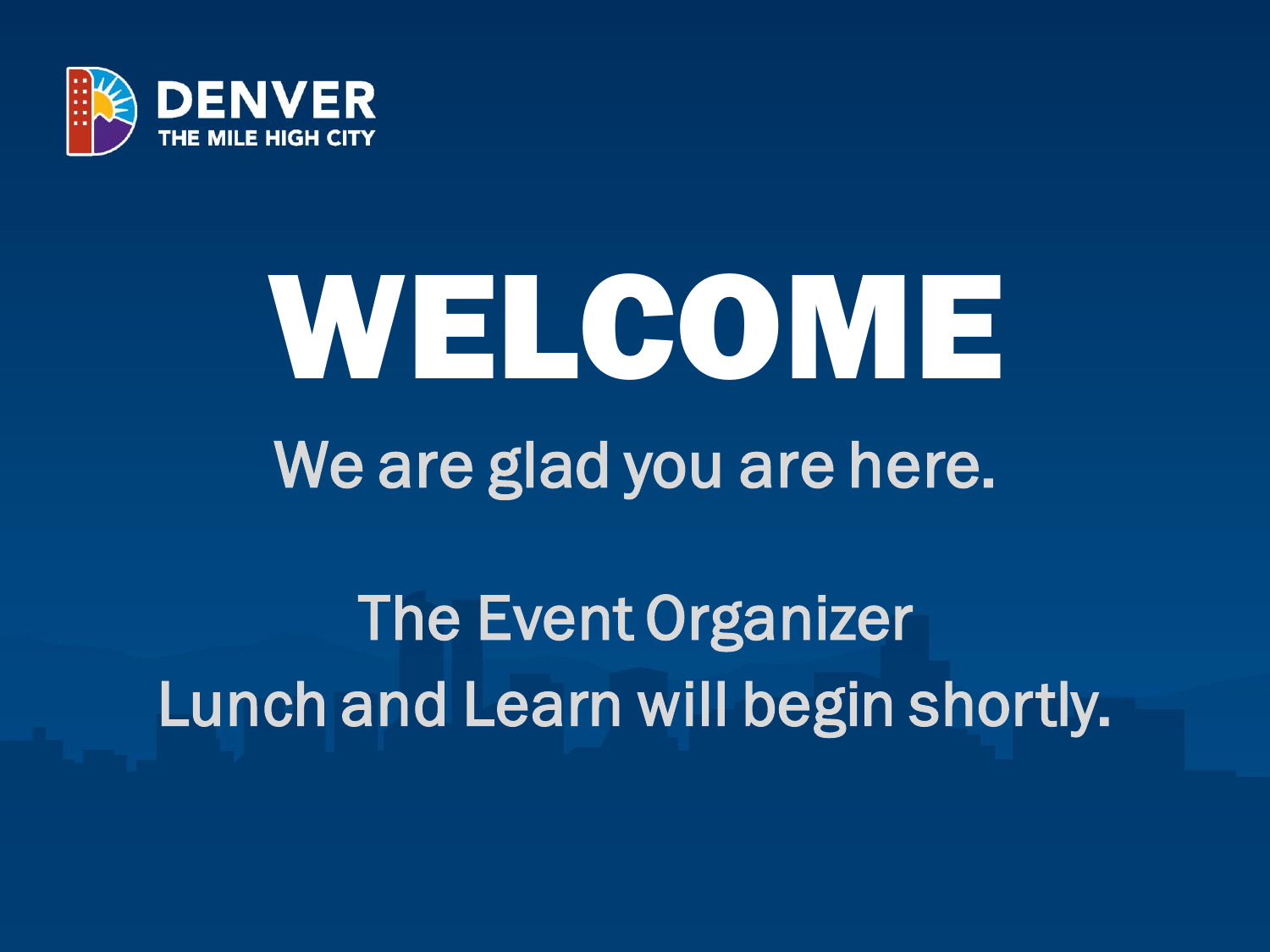DENVER
THE MILE HIGH CITY

# WELCOME

We are glad you are here.

The Event Organizer
Lunch and Learn will begin shortly.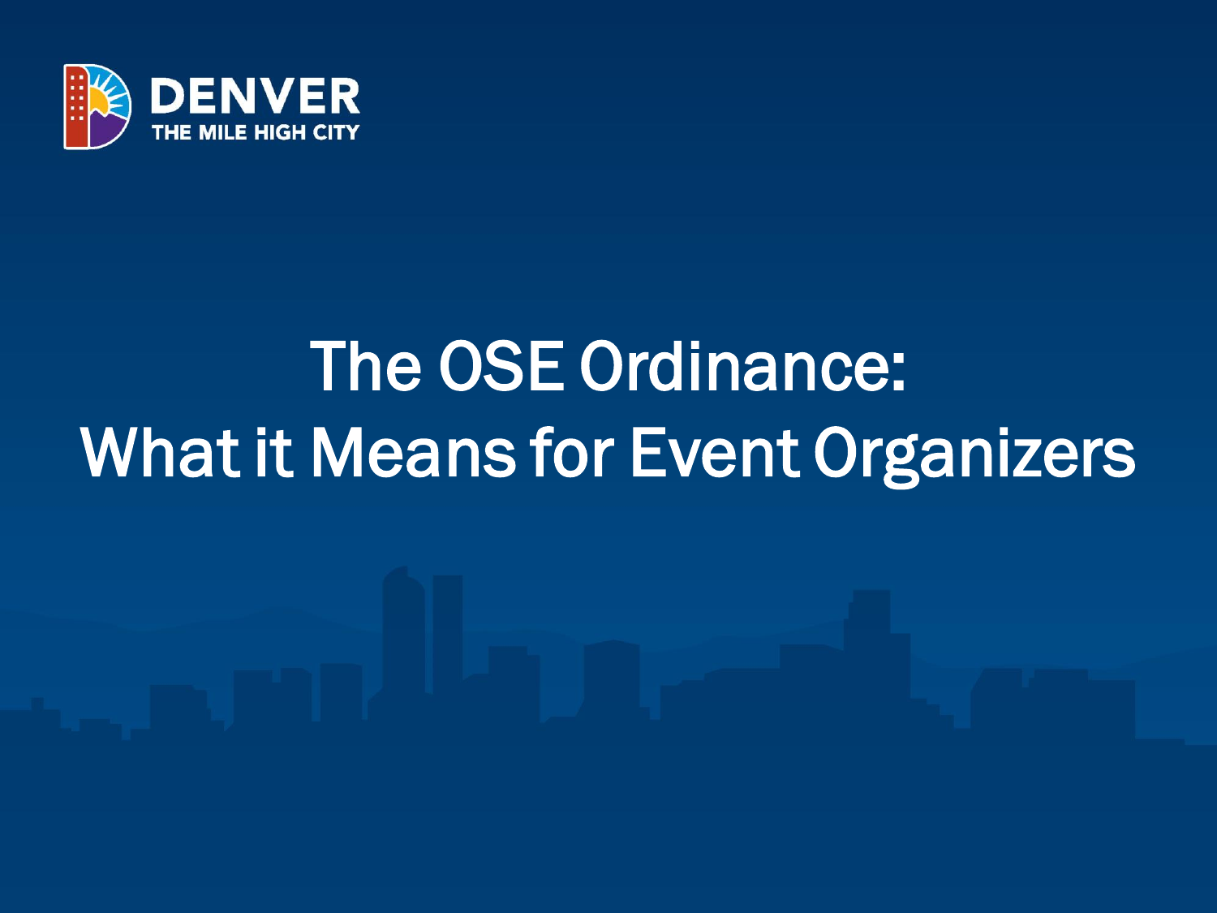DENVER
THE MILE HIGH CITY

# The OSE Ordinance: What it Means for Event Organizers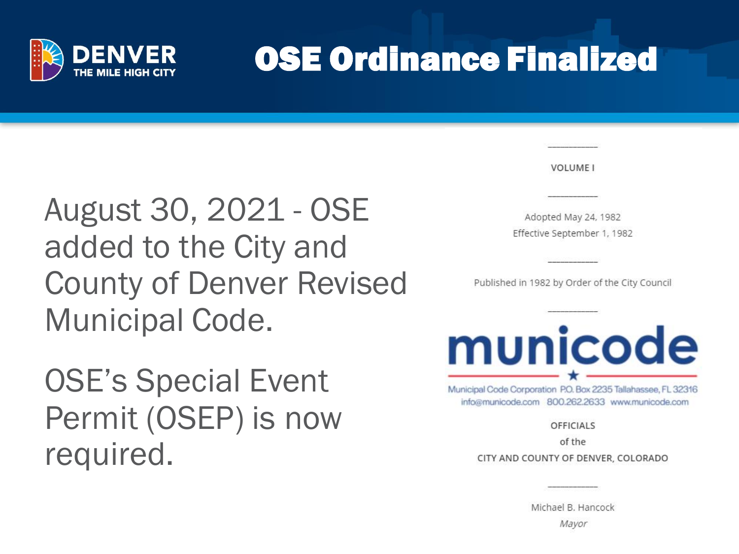# OSE Ordinance Finalized

August 30, 2021 - OSE added to the City and County of Denver Revised Municipal Code.

OSE's Special Event Permit (OSEP) is now required.

---

VOLUME I

---

Adopted May 24, 1982

Effective September 1, 1982

---

Published in 1982 by Order of the City Council

---

municode

Municipal Code Corporation P.O. Box 2235 Tallahassee, FL 32316
info@municode.com 800.262.2633 www.municode.com

OFFICIALS

of the

CITY AND COUNTY OF DENVER, COLORADO

---

Michael B. Hancock

*Mayor*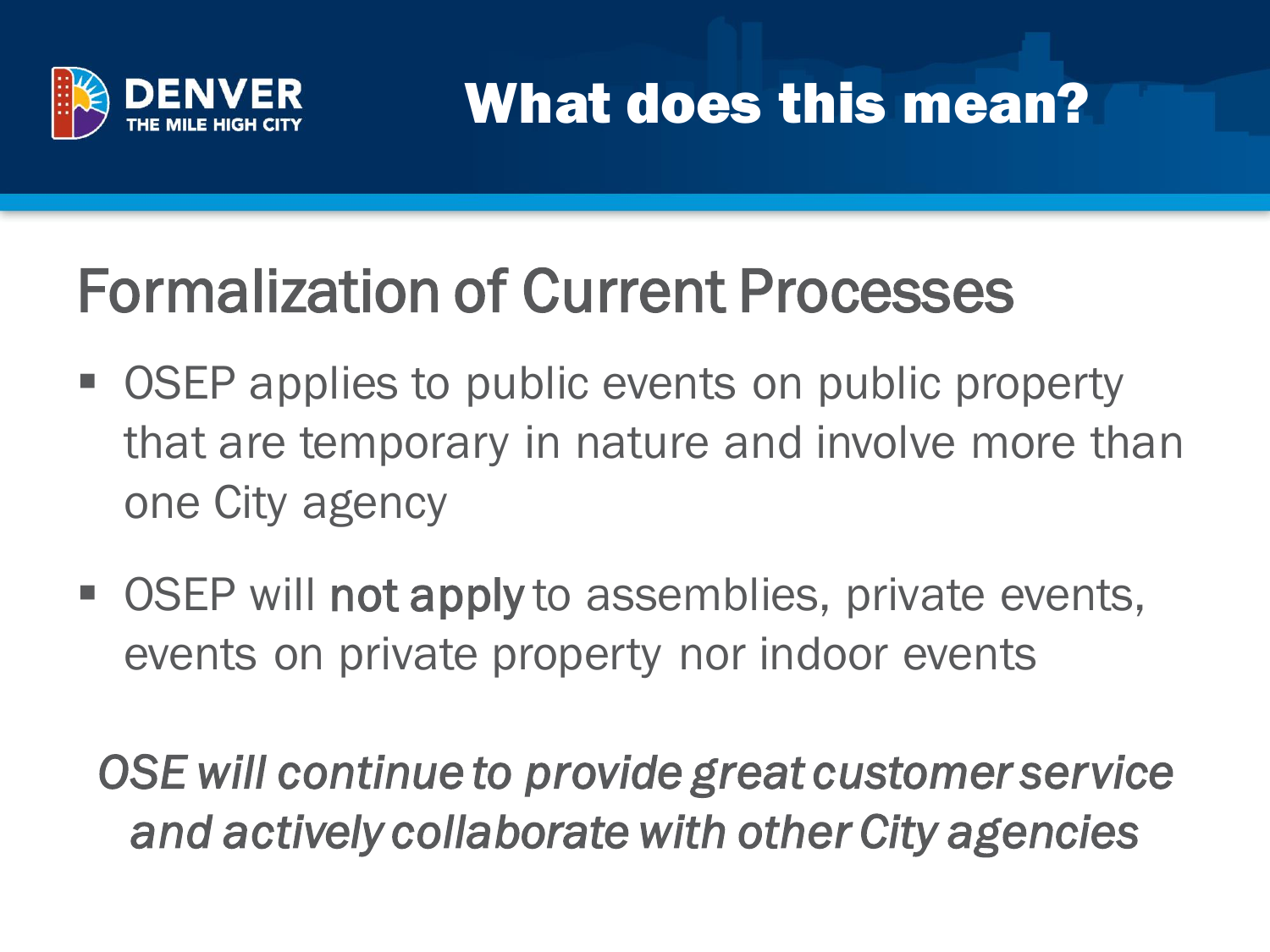# What does this mean?

## Formalization of Current Processes

- OSEP applies to public events on public property that are temporary in nature and involve more than one City agency
- OSEP will **not apply** to assemblies, private events, events on private property nor indoor events

*OSE will continue to provide great customer service and actively collaborate with other City agencies*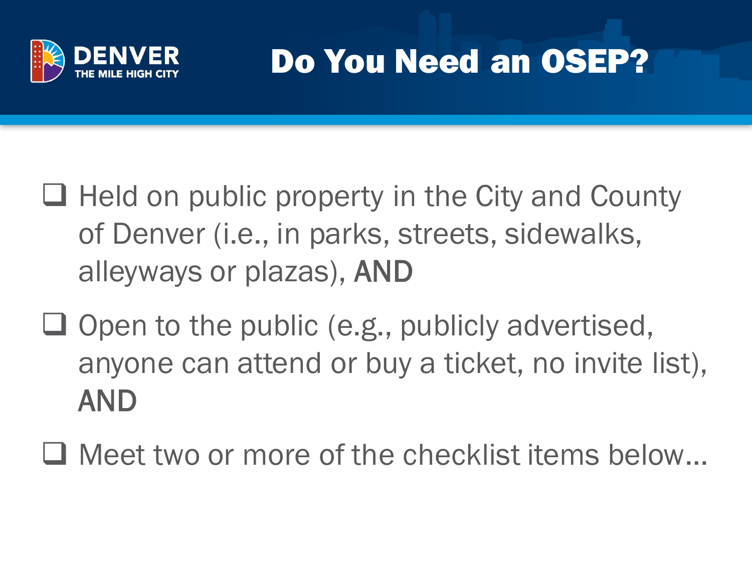# Do You Need an OSEP?

- ❑ Held on public property in the City and County of Denver (i.e., in parks, streets, sidewalks, alleyways or plazas), AND
- ❑ Open to the public (e.g., publicly advertised, anyone can attend or buy a ticket, no invite list), AND
- ❑ Meet two or more of the checklist items below…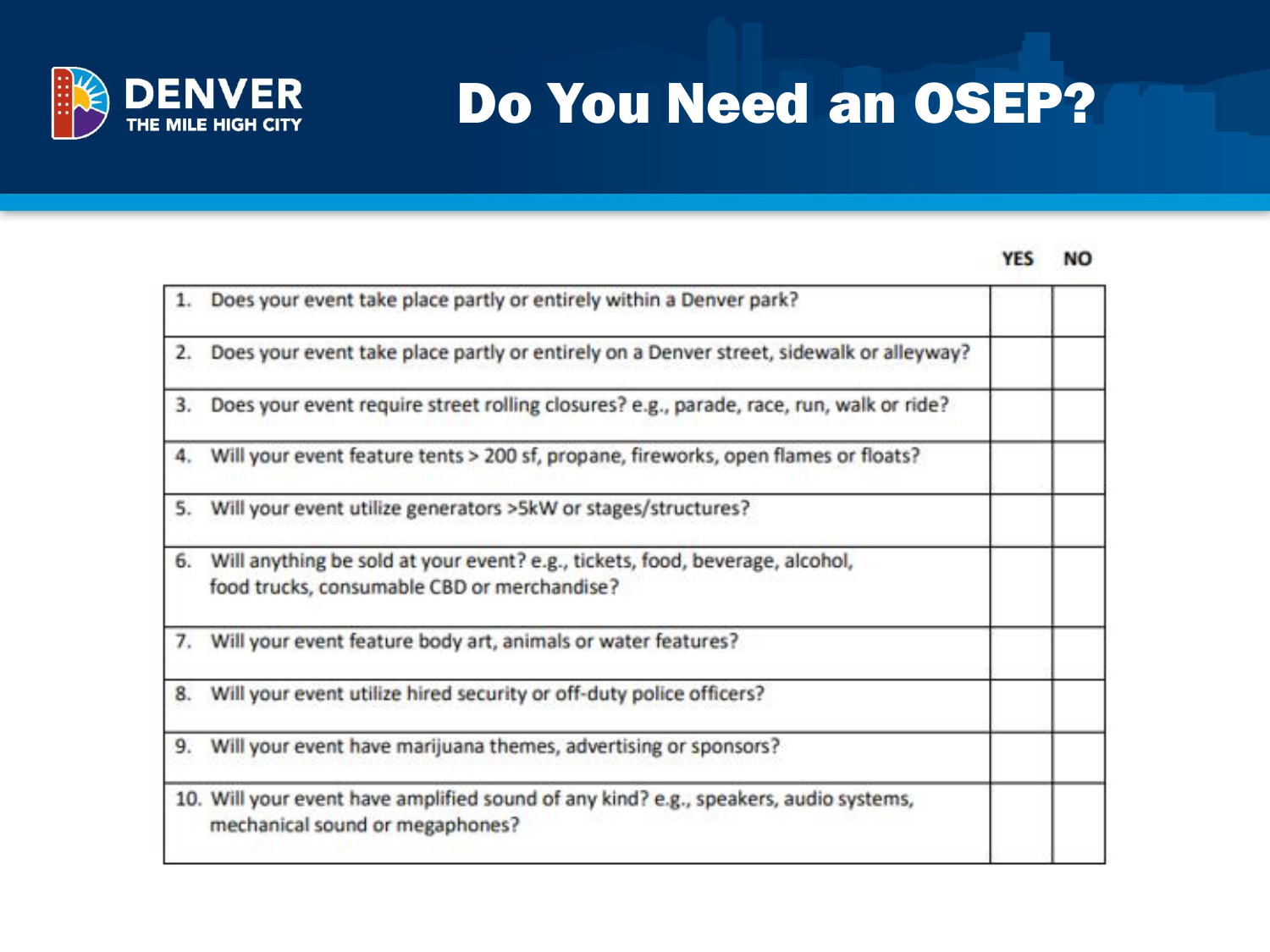# Do You Need an OSEP?

| | YES | NO |
|---|---|---|
| 1. Does your event take place partly or entirely within a Denver park? | | |
| 2. Does your event take place partly or entirely on a Denver street, sidewalk or alleyway? | | |
| 3. Does your event require street rolling closures? e.g., parade, race, run, walk or ride? | | |
| 4. Will your event feature tents > 200 sf, propane, fireworks, open flames or floats? | | |
| 5. Will your event utilize generators >5kW or stages/structures? | | |
| 6. Will anything be sold at your event? e.g., tickets, food, beverage, alcohol, food trucks, consumable CBD or merchandise? | | |
| 7. Will your event feature body art, animals or water features? | | |
| 8. Will your event utilize hired security or off-duty police officers? | | |
| 9. Will your event have marijuana themes, advertising or sponsors? | | |
| 10. Will your event have amplified sound of any kind? e.g., speakers, audio systems, mechanical sound or megaphones? | | |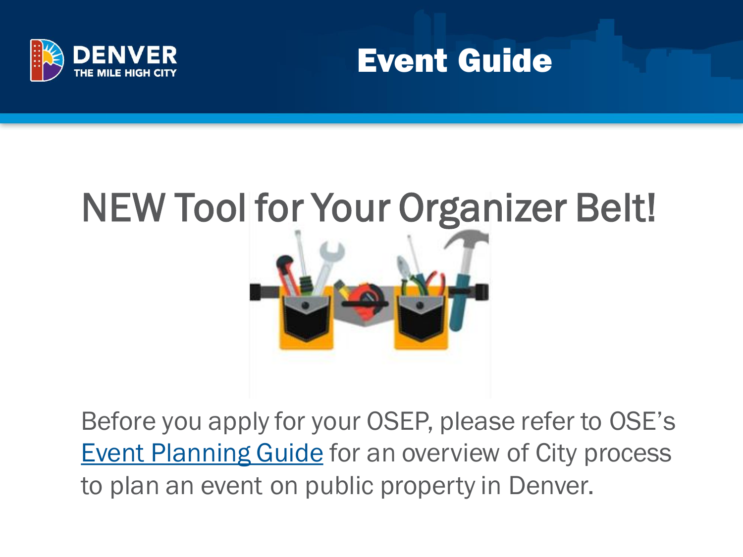# Event Guide

## NEW Tool for Your Organizer Belt!

Before you apply for your OSEP, please refer to OSE's Event Planning Guide for an overview of City process to plan an event on public property in Denver.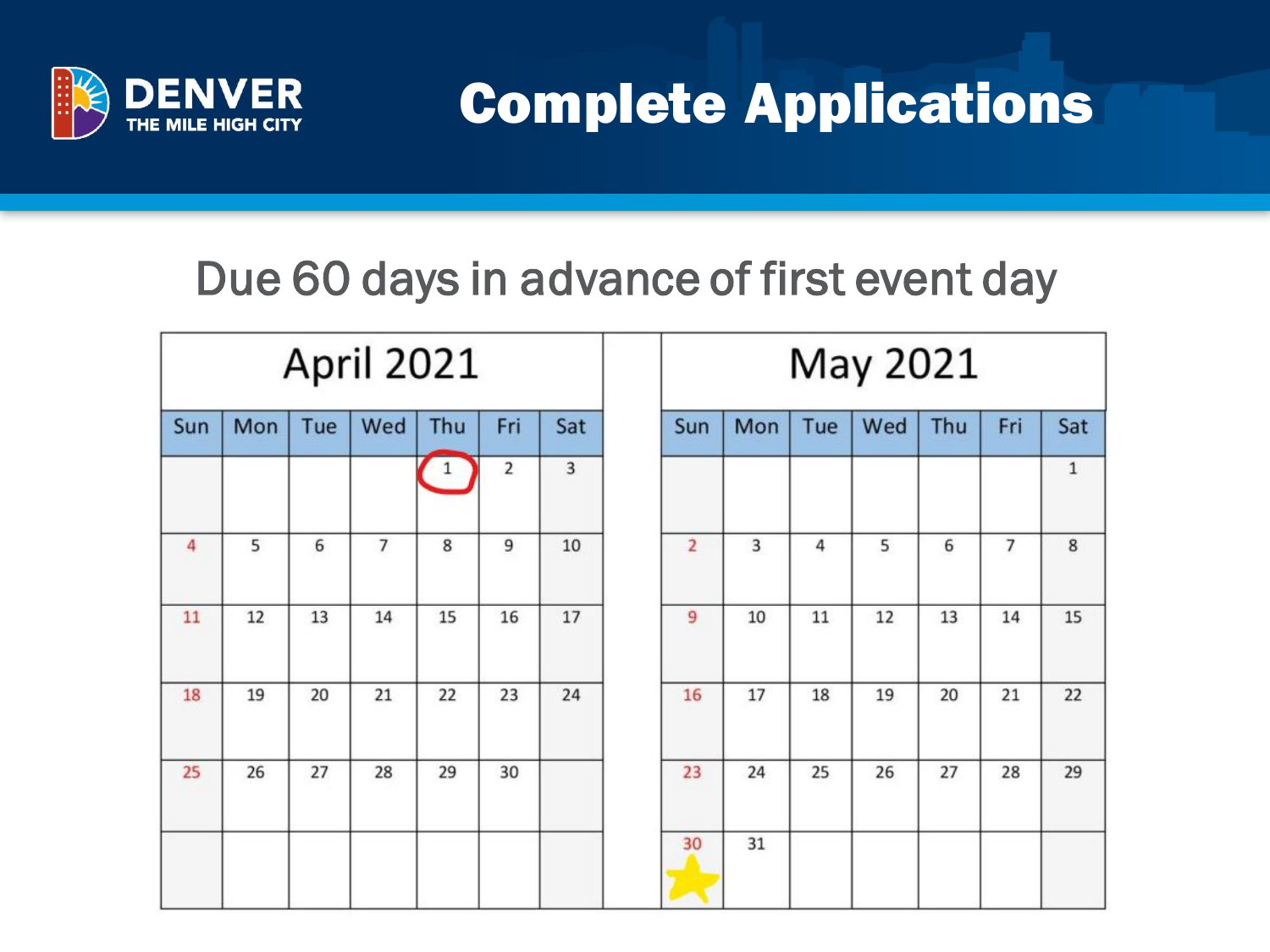# Complete Applications

## Due 60 days in advance of first event day

**April 2021**

| Sun | Mon | Tue | Wed | Thu | Fri | Sat |
|---|---|---|---|---|---|---|
| | | | | 1 | 2 | 3 |
| 4 | 5 | 6 | 7 | 8 | 9 | 10 |
| 11 | 12 | 13 | 14 | 15 | 16 | 17 |
| 18 | 19 | 20 | 21 | 22 | 23 | 24 |
| 25 | 26 | 27 | 28 | 29 | 30 | |

**May 2021**

| Sun | Mon | Tue | Wed | Thu | Fri | Sat |
|---|---|---|---|---|---|---|
| | | | | | | 1 |
| 2 | 3 | 4 | 5 | 6 | 7 | 8 |
| 9 | 10 | 11 | 12 | 13 | 14 | 15 |
| 16 | 17 | 18 | 19 | 20 | 21 | 22 |
| 23 | 24 | 25 | 26 | 27 | 28 | 29 |
| 30 | 31 | | | | | |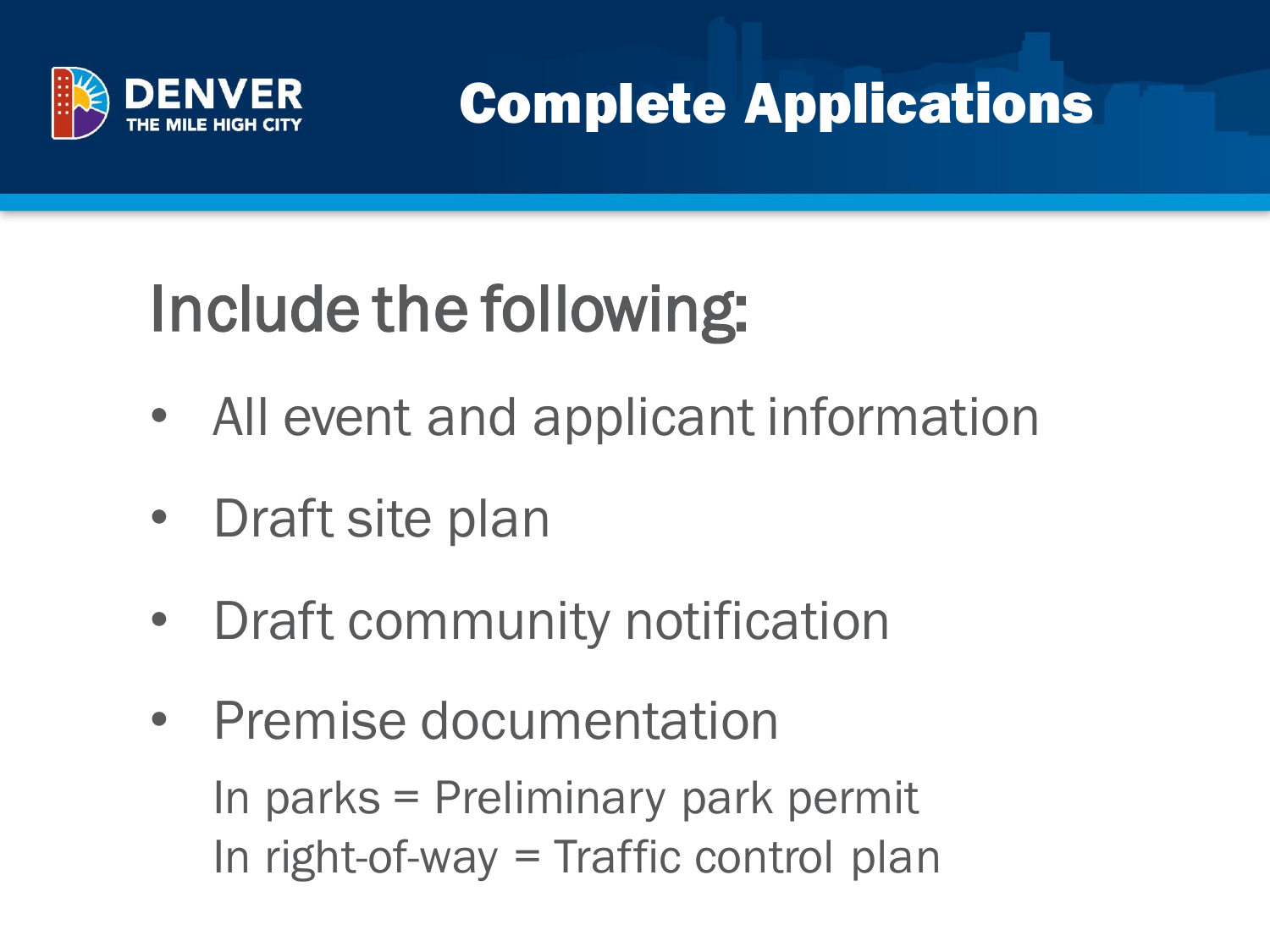# Complete Applications

## Include the following:

- All event and applicant information
- Draft site plan
- Draft community notification
- Premise documentation

  In parks = Preliminary park permit
  In right-of-way = Traffic control plan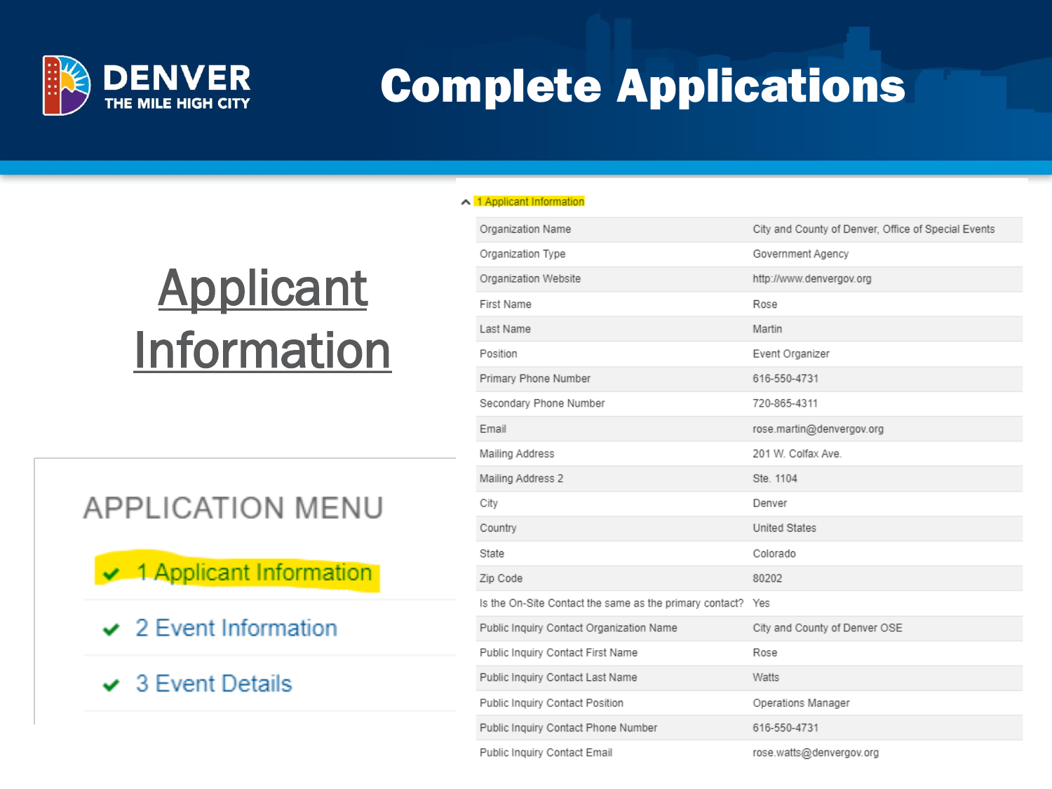# Complete Applications

## Applicant Information

APPLICATION MENU

- ✔ 1 Applicant Information
- ✔ 2 Event Information
- ✔ 3 Event Details

**1 Applicant Information**

| Field | Value |
| --- | --- |
| Organization Name | City and County of Denver, Office of Special Events |
| Organization Type | Government Agency |
| Organization Website | http://www.denvergov.org |
| First Name | Rose |
| Last Name | Martin |
| Position | Event Organizer |
| Primary Phone Number | 616-550-4731 |
| Secondary Phone Number | 720-865-4311 |
| Email | rose.martin@denvergov.org |
| Mailing Address | 201 W. Colfax Ave. |
| Mailing Address 2 | Ste. 1104 |
| City | Denver |
| Country | United States |
| State | Colorado |
| Zip Code | 80202 |
| Is the On-Site Contact the same as the primary contact? | Yes |
| Public Inquiry Contact Organization Name | City and County of Denver OSE |
| Public Inquiry Contact First Name | Rose |
| Public Inquiry Contact Last Name | Watts |
| Public Inquiry Contact Position | Operations Manager |
| Public Inquiry Contact Phone Number | 616-550-4731 |
| Public Inquiry Contact Email | rose.watts@denvergov.org |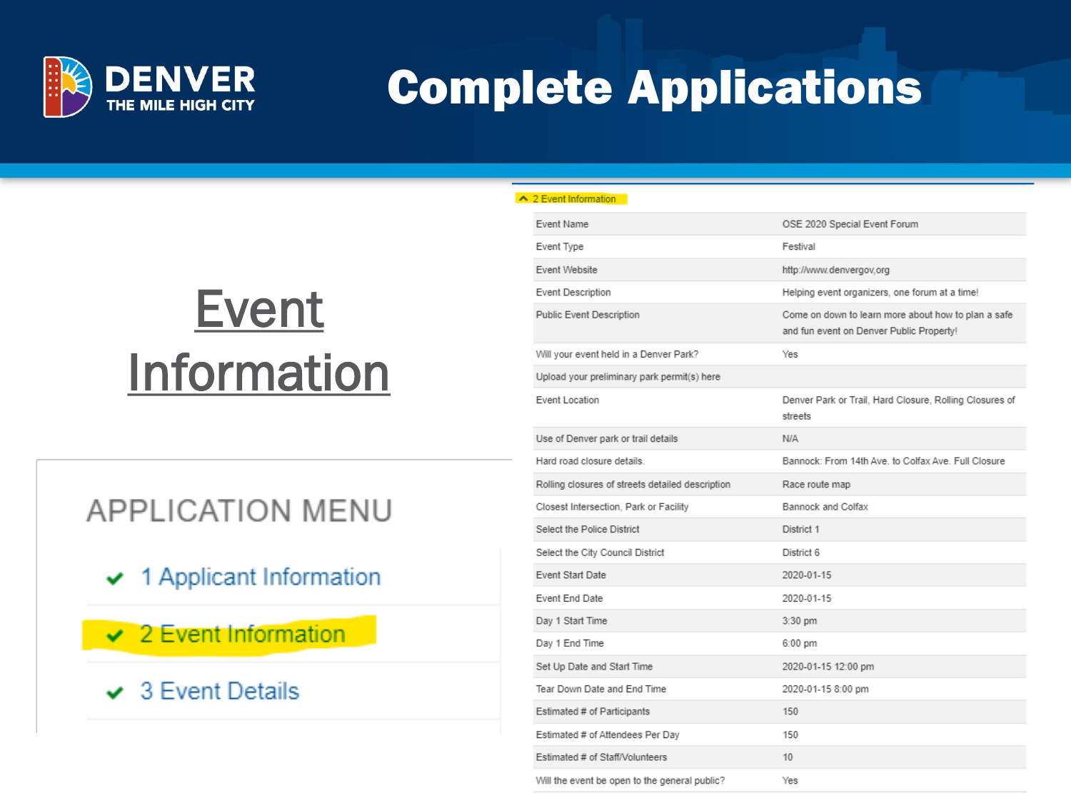# Complete Applications

## Event Information

### APPLICATION MENU

- ✔ 1 Applicant Information
- ✔ 2 Event Information
- ✔ 3 Event Details

**^ 2 Event Information**

| Field | Value |
|---|---|
| Event Name | OSE 2020 Special Event Forum |
| Event Type | Festival |
| Event Website | http://www.denvergov.org |
| Event Description | Helping event organizers, one forum at a time! |
| Public Event Description | Come on down to learn more about how to plan a safe and fun event on Denver Public Property! |
| Will your event held in a Denver Park? | Yes |
| Upload your preliminary park permit(s) here | |
| Event Location | Denver Park or Trail, Hard Closure, Rolling Closures of streets |
| Use of Denver park or trail details | N/A |
| Hard road closure details. | Bannock: From 14th Ave. to Colfax Ave. Full Closure |
| Rolling closures of streets detailed description | Race route map |
| Closest Intersection, Park or Facility | Bannock and Colfax |
| Select the Police District | District 1 |
| Select the City Council District | District 6 |
| Event Start Date | 2020-01-15 |
| Event End Date | 2020-01-15 |
| Day 1 Start Time | 3:30 pm |
| Day 1 End Time | 6:00 pm |
| Set Up Date and Start Time | 2020-01-15 12:00 pm |
| Tear Down Date and End Time | 2020-01-15 8:00 pm |
| Estimated # of Participants | 150 |
| Estimated # of Attendees Per Day | 150 |
| Estimated # of Staff/Volunteers | 10 |
| Will the event be open to the general public? | Yes |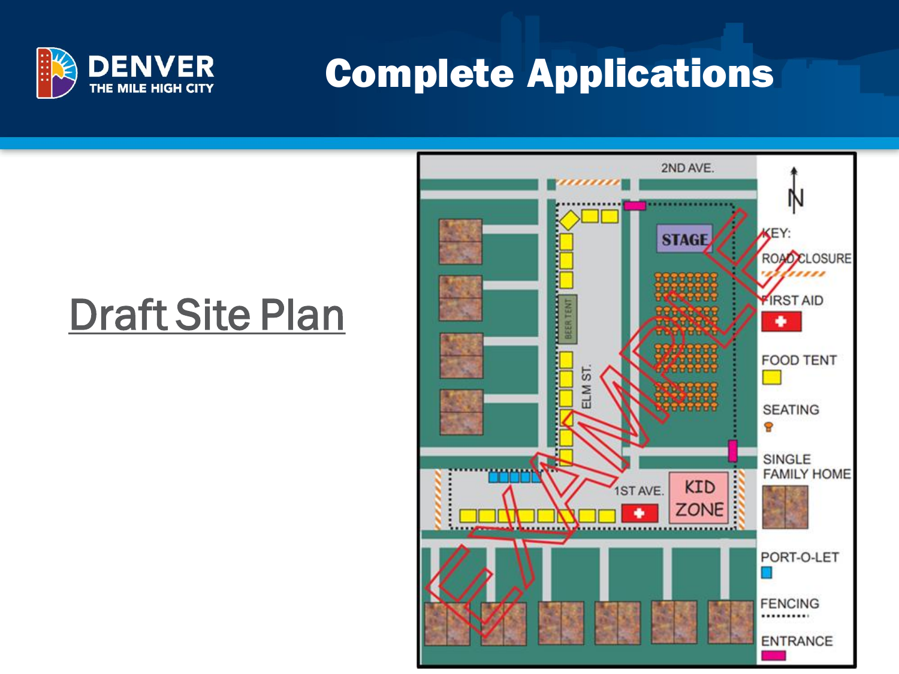# Complete Applications

Draft Site Plan

2ND AVE.

N

KEY:

ROAD CLOSURE

FIRST AID

FOOD TENT

SEATING

SINGLE FAMILY HOME

PORT-O-LET

FENCING

ENTRANCE

STAGE

BEER TENT

ELM ST.

1ST AVE.

KID ZONE

EXAMPLE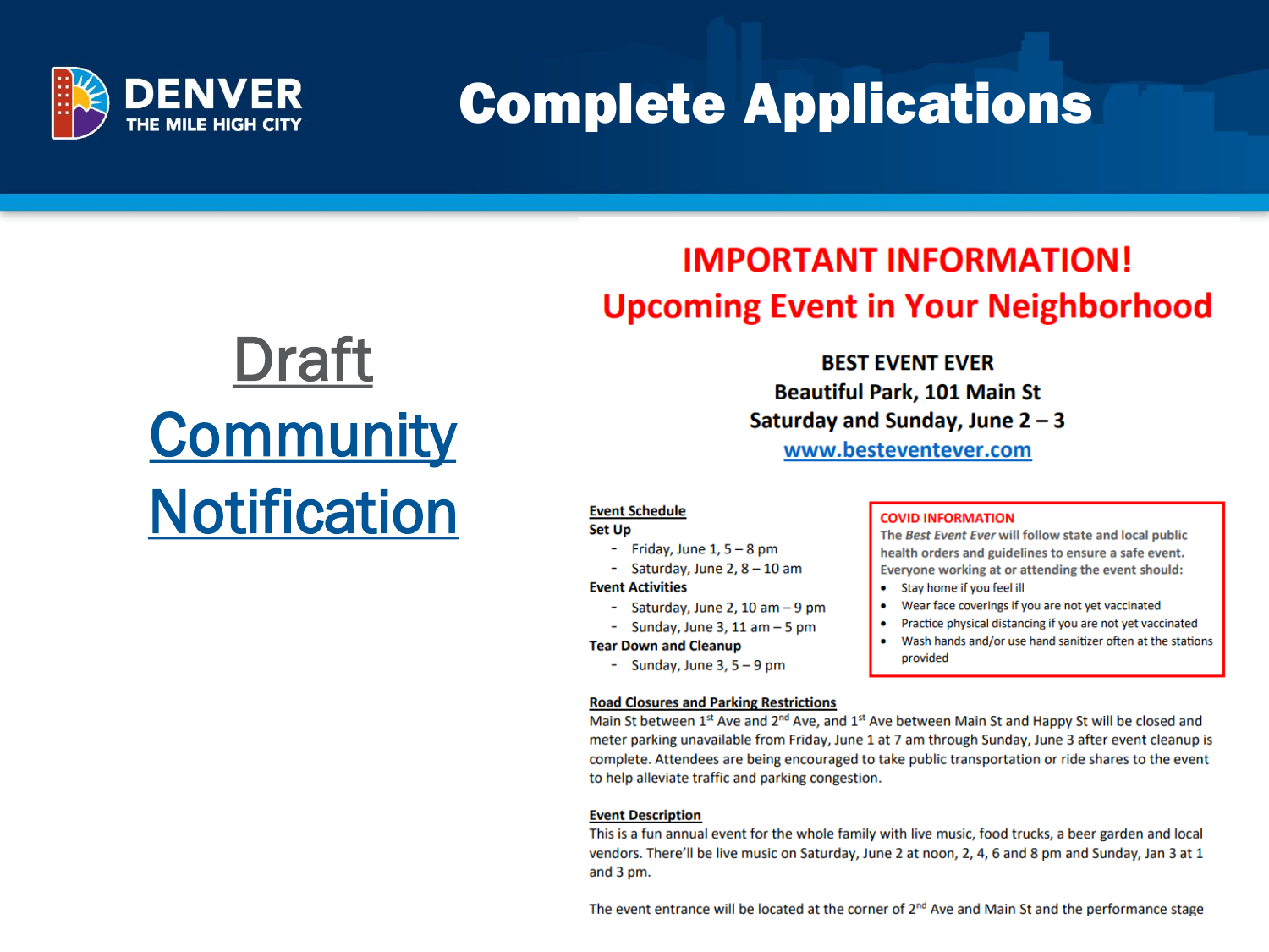# Complete Applications

## Draft Community Notification

**IMPORTANT INFORMATION!**
**Upcoming Event in Your Neighborhood**

**BEST EVENT EVER**
**Beautiful Park, 101 Main St**
**Saturday and Sunday, June 2 – 3**
www.besteventever.com

**Event Schedule**

**Set Up**

- Friday, June 1, 5 – 8 pm
- Saturday, June 2, 8 – 10 am

**Event Activities**

- Saturday, June 2, 10 am – 9 pm
- Sunday, June 3, 11 am – 5 pm

**Tear Down and Cleanup**

- Sunday, June 3, 5 – 9 pm

**COVID INFORMATION**

The *Best Event Ever* will follow state and local public health orders and guidelines to ensure a safe event. Everyone working at or attending the event should:

- Stay home if you feel ill
- Wear face coverings if you are not yet vaccinated
- Practice physical distancing if you are not yet vaccinated
- Wash hands and/or use hand sanitizer often at the stations provided

**Road Closures and Parking Restrictions**

Main St between 1st Ave and 2nd Ave, and 1st Ave between Main St and Happy St will be closed and meter parking unavailable from Friday, June 1 at 7 am through Sunday, June 3 after event cleanup is complete. Attendees are being encouraged to take public transportation or ride shares to the event to help alleviate traffic and parking congestion.

**Event Description**

This is a fun annual event for the whole family with live music, food trucks, a beer garden and local vendors. There'll be live music on Saturday, June 2 at noon, 2, 4, 6 and 8 pm and Sunday, Jan 3 at 1 and 3 pm.

The event entrance will be located at the corner of 2nd Ave and Main St and the performance stage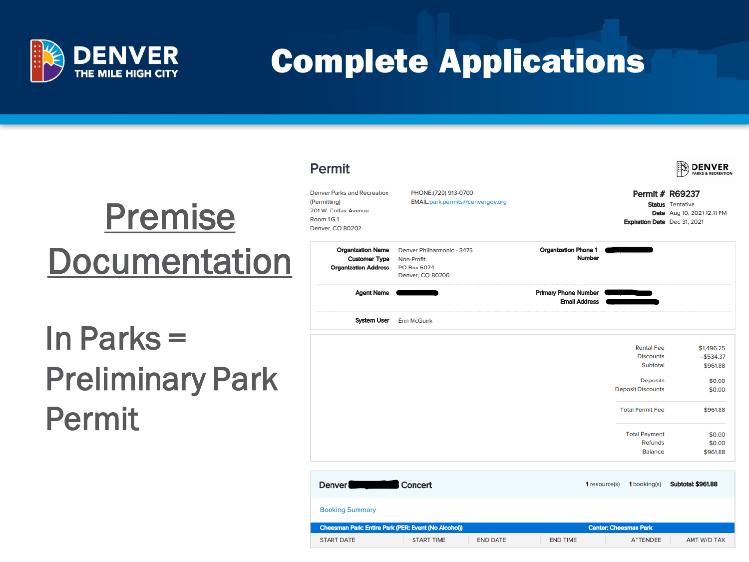# Complete Applications

## Premise Documentation

In Parks = Preliminary Park Permit

## Permit

Denver Parks and Recreation (Permitting)
201 W. Colfax Avenue
Room 1.G.1
Denver, CO 80202

PHONE:(720) 913-0700
EMAIL:park.permits@denvergov.org

**Permit #** R69237
**Status** Tentative
**Date** Aug 10, 2021 12:11 PM
**Expiration Date** Dec 31, 2021

**Organization Name** Denver Philharmonic - 3476
**Customer Type** Non-Profit
**Organization Address** PO Box 6074
Denver, CO 80206

**Organization Phone 1 Number**

**Agent Name**

**Primary Phone Number**
**Email Address**

**System User** Erin McGuirk

| | |
|---|---|
| Rental Fee | $1,496.25 |
| Discounts | -$534.37 |
| Subtotal | $961.88 |
| Deposits | $0.00 |
| Deposit Discounts | $0.00 |
| Total Permit Fee | $961.88 |
| Total Payment | $0.00 |
| Refunds | $0.00 |
| Balance | $961.88 |

**Denver Concert** — 1 resource(s) — 1 booking(s) — **Subtotal: $961.88**

Booking Summary

**Cheesman Park: Entire Park (PER: Event (No Alcohol))** — **Center: Cheesman Park**

| START DATE | START TIME | END DATE | END TIME | ATTENDEE | AMT W/O TAX |
|---|---|---|---|---|---|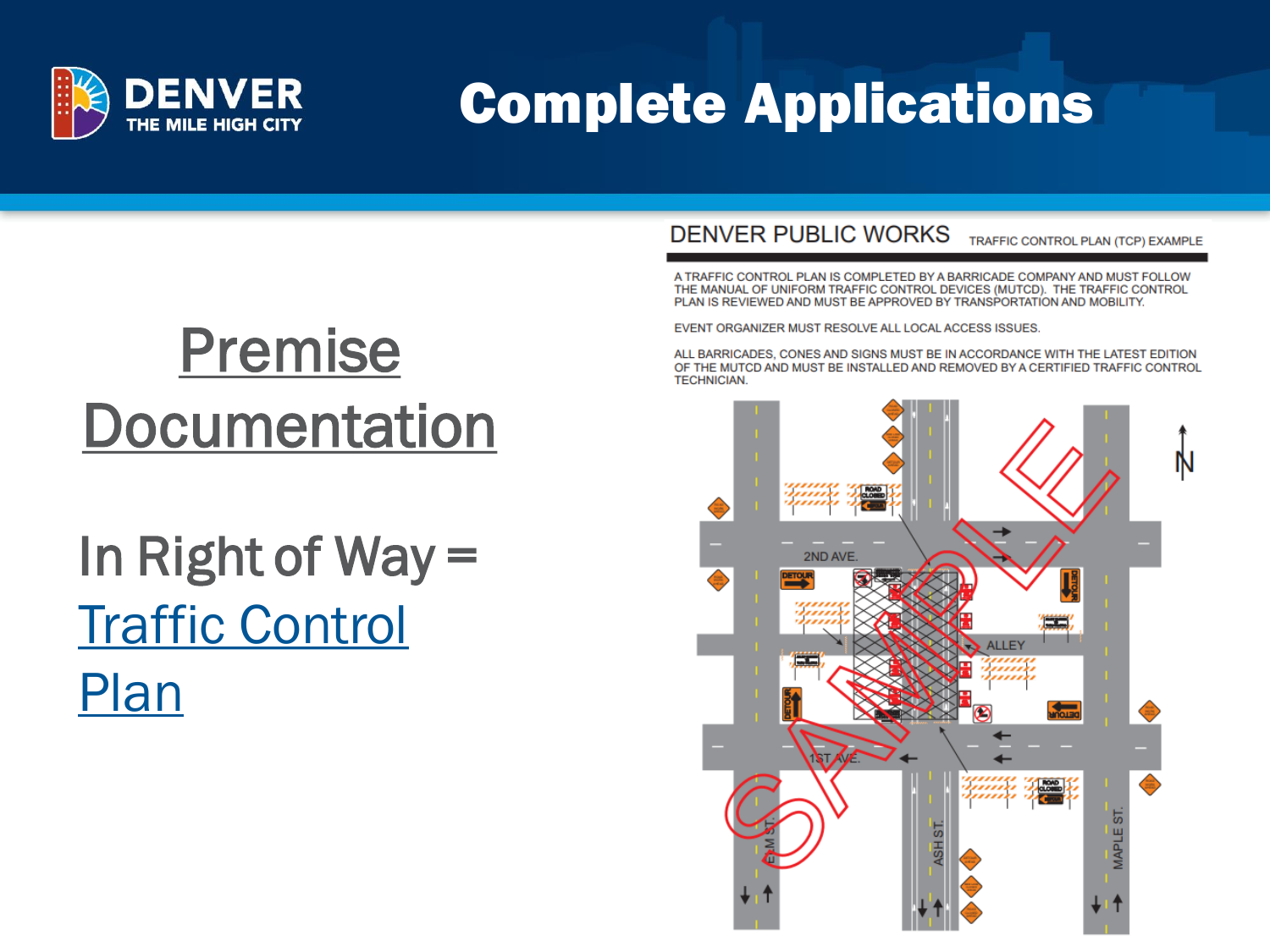# Complete Applications

## Premise Documentation

In Right of Way = Traffic Control Plan

DENVER PUBLIC WORKS TRAFFIC CONTROL PLAN (TCP) EXAMPLE

A TRAFFIC CONTROL PLAN IS COMPLETED BY A BARRICADE COMPANY AND MUST FOLLOW THE MANUAL OF UNIFORM TRAFFIC CONTROL DEVICES (MUTCD). THE TRAFFIC CONTROL PLAN IS REVIEWED AND MUST BE APPROVED BY TRANSPORTATION AND MOBILITY.

EVENT ORGANIZER MUST RESOLVE ALL LOCAL ACCESS ISSUES.

ALL BARRICADES, CONES AND SIGNS MUST BE IN ACCORDANCE WITH THE LATEST EDITION OF THE MUTCD AND MUST BE INSTALLED AND REMOVED BY A CERTIFIED TRAFFIC CONTROL TECHNICIAN.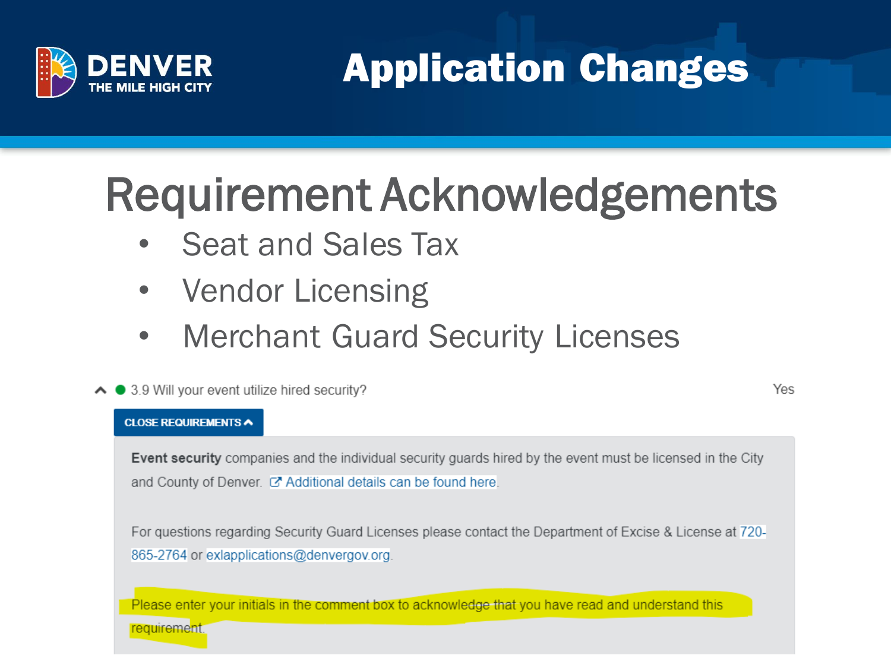# Application Changes

## Requirement Acknowledgements

- Seat and Sales Tax
- Vendor Licensing
- Merchant Guard Security Licenses

3.9 Will your event utilize hired security? Yes

CLOSE REQUIREMENTS

**Event security** companies and the individual security guards hired by the event must be licensed in the City and County of Denver. Additional details can be found here.

For questions regarding Security Guard Licenses please contact the Department of Excise & License at 720-865-2764 or exlapplications@denvergov.org.

Please enter your initials in the comment box to acknowledge that you have read and understand this requirement.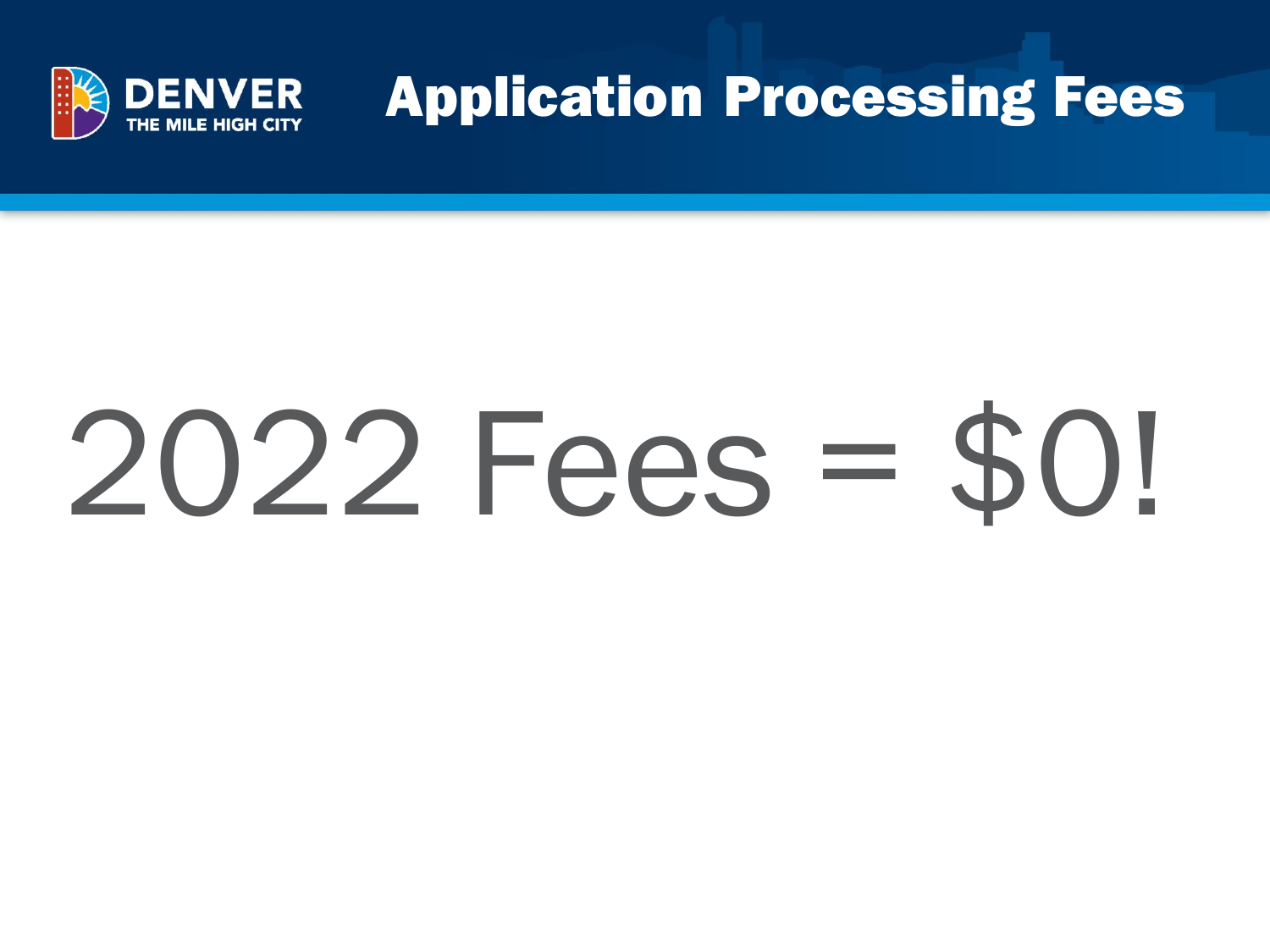# Application Processing Fees

2022 Fees = $0!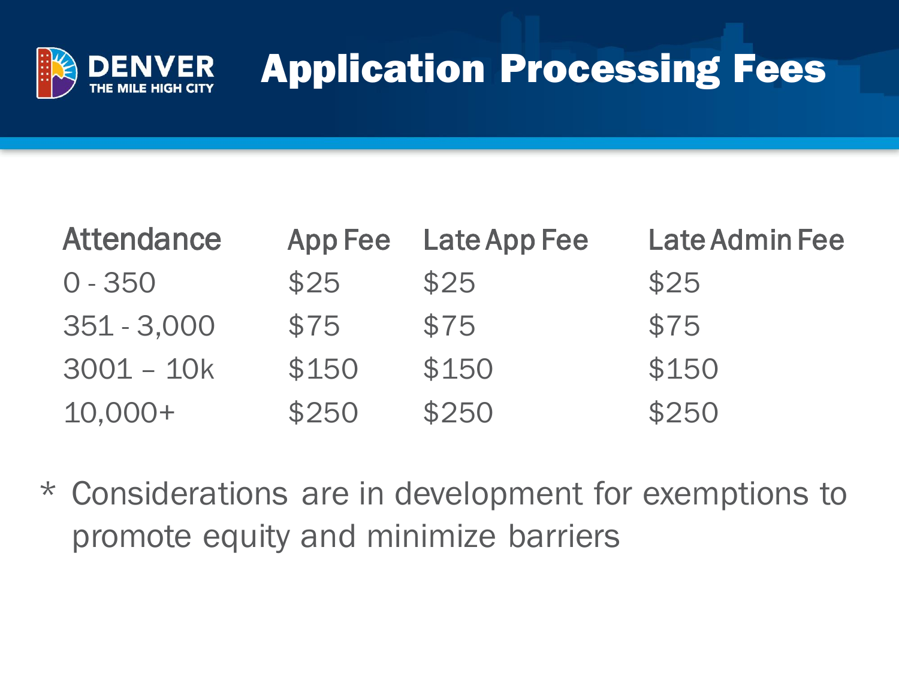# Application Processing Fees

| Attendance | App Fee | Late App Fee | Late Admin Fee |
|---|---|---|---|
| 0 - 350 | $25 | $25 | $25 |
| 351 - 3,000 | $75 | $75 | $75 |
| 3001 – 10k | $150 | $150 | $150 |
| 10,000+ | $250 | $250 | $250 |

* Considerations are in development for exemptions to promote equity and minimize barriers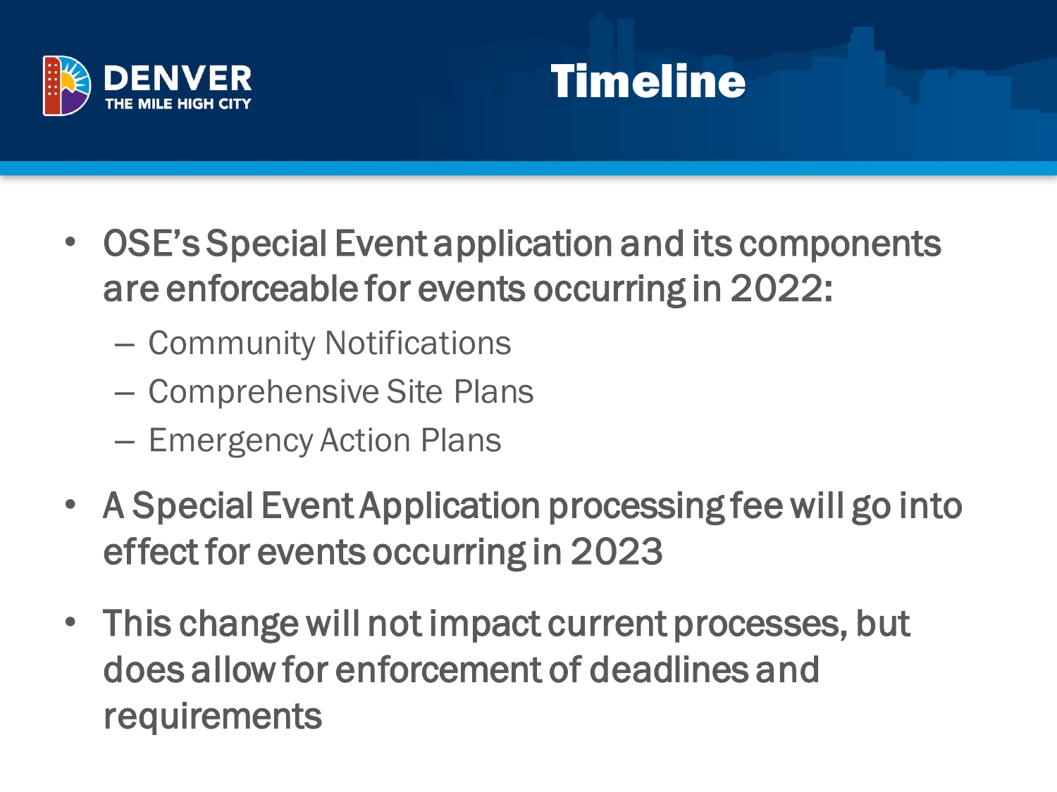# Timeline

- OSE's Special Event application and its components are enforceable for events occurring in 2022:
  - Community Notifications
  - Comprehensive Site Plans
  - Emergency Action Plans
- A Special Event Application processing fee will go into effect for events occurring in 2023
- This change will not impact current processes, but does allow for enforcement of deadlines and requirements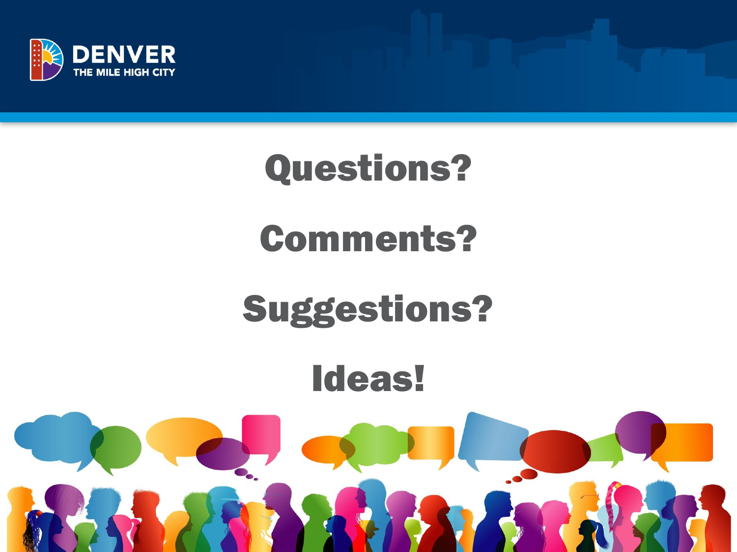# Questions?

# Comments?

# Suggestions?

# Ideas!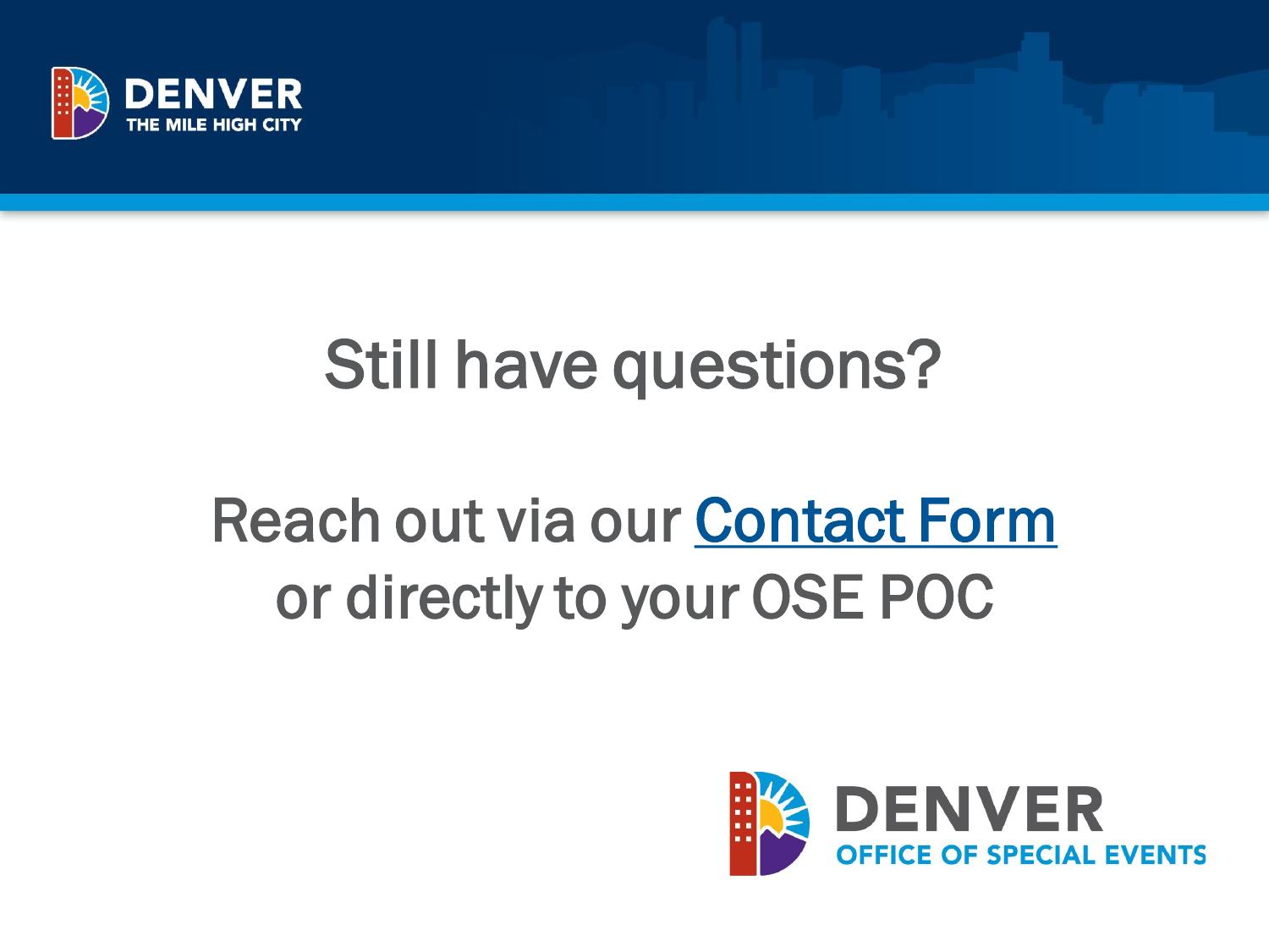# Still have questions?

Reach out via our Contact Form
or directly to your OSE POC

DENVER
OFFICE OF SPECIAL EVENTS